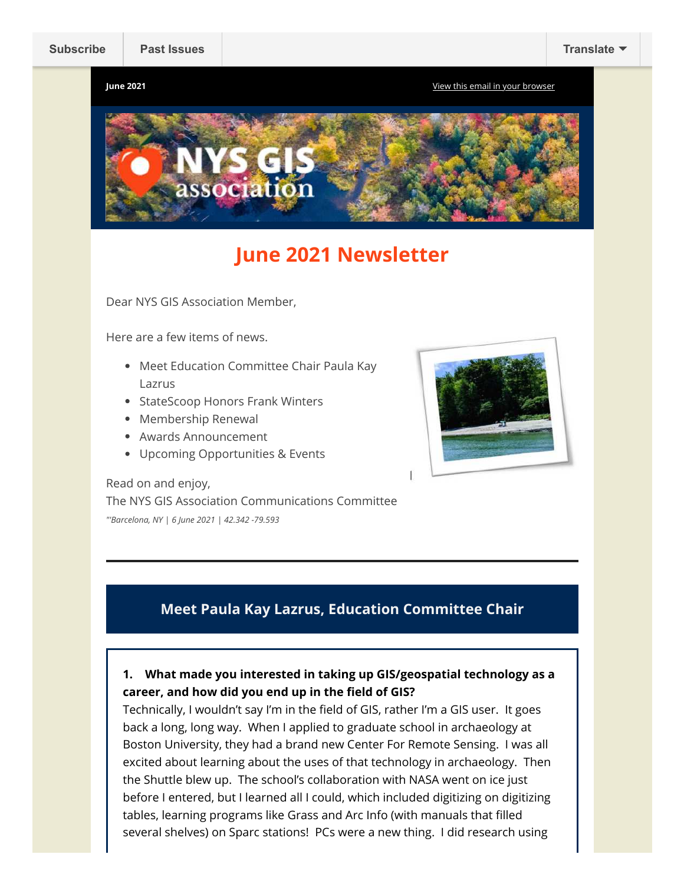Subscribe | Past Issues | Translate

**June 2021** [View this email in your browser]

# June 2021 Newsletter

Dear NYS GIS Association Member,

Here are a few items of news.

- Meet Education Committee Chair Paula Kay Lazrus
- StateScoop Honors Frank Winters
- Membership Renewal
- Awards Announcement
- Upcoming Opportunities & Events

Read on and enjoy,
The NYS GIS Association Communications Committee

*"'Barcelona, NY | 6 June 2021 | 42.342 -79.593*

## Meet Paula Kay Lazrus, Education Committee Chair

**1. What made you interested in taking up GIS/geospatial technology as a career, and how did you end up in the field of GIS?**
Technically, I wouldn't say I'm in the field of GIS, rather I'm a GIS user. It goes back a long, long way. When I applied to graduate school in archaeology at Boston University, they had a brand new Center For Remote Sensing. I was all excited about learning about the uses of that technology in archaeology. Then the Shuttle blew up. The school's collaboration with NASA went on ice just before I entered, but I learned all I could, which included digitizing on digitizing tables, learning programs like Grass and Arc Info (with manuals that filled several shelves) on Sparc stations! PCs were a new thing. I did research using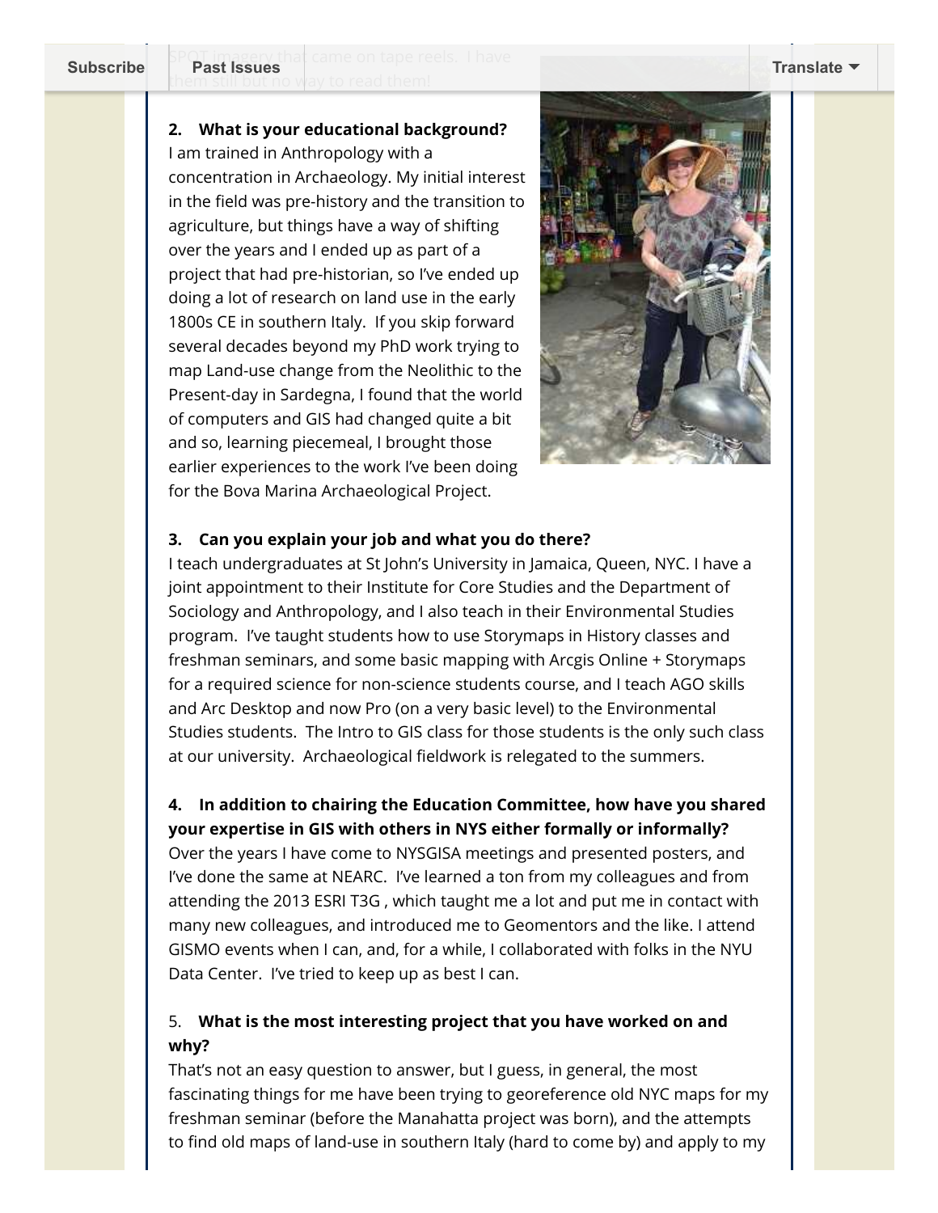SPOT imagery that came on tape reels. I have them still but no way to read them!

**2. What is your educational background?**

I am trained in Anthropology with a concentration in Archaeology. My initial interest in the field was pre-history and the transition to agriculture, but things have a way of shifting over the years and I ended up as part of a project that had pre-historian, so I've ended up doing a lot of research on land use in the early 1800s CE in southern Italy. If you skip forward several decades beyond my PhD work trying to map Land-use change from the Neolithic to the Present-day in Sardegna, I found that the world of computers and GIS had changed quite a bit and so, learning piecemeal, I brought those earlier experiences to the work I've been doing for the Bova Marina Archaeological Project.

**3. Can you explain your job and what you do there?**

I teach undergraduates at St John's University in Jamaica, Queen, NYC. I have a joint appointment to their Institute for Core Studies and the Department of Sociology and Anthropology, and I also teach in their Environmental Studies program. I've taught students how to use Storymaps in History classes and freshman seminars, and some basic mapping with Arcgis Online + Storymaps for a required science for non-science students course, and I teach AGO skills and Arc Desktop and now Pro (on a very basic level) to the Environmental Studies students. The Intro to GIS class for those students is the only such class at our university. Archaeological fieldwork is relegated to the summers.

**4. In addition to chairing the Education Committee, how have you shared your expertise in GIS with others in NYS either formally or informally?**

Over the years I have come to NYSGISA meetings and presented posters, and I've done the same at NEARC. I've learned a ton from my colleagues and from attending the 2013 ESRI T3G , which taught me a lot and put me in contact with many new colleagues, and introduced me to Geomentors and the like. I attend GISMO events when I can, and, for a while, I collaborated with folks in the NYU Data Center. I've tried to keep up as best I can.

5. **What is the most interesting project that you have worked on and why?**

That's not an easy question to answer, but I guess, in general, the most fascinating things for me have been trying to georeference old NYC maps for my freshman seminar (before the Manahatta project was born), and the attempts to find old maps of land-use in southern Italy (hard to come by) and apply to my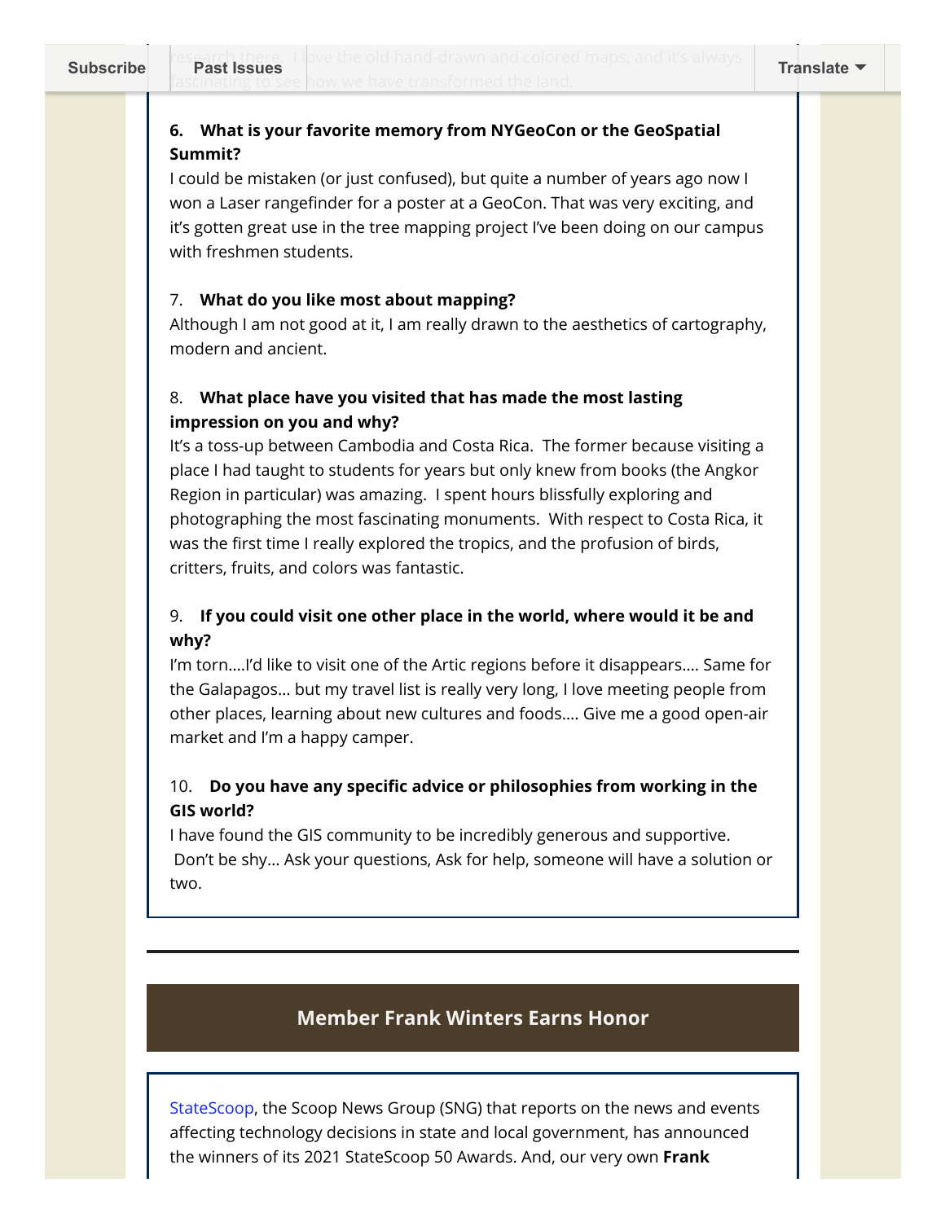research there. I love the old hand-drawn and colored maps, and it's always fascinating to see how we have transformed the land.

**6. What is your favorite memory from NYGeoCon or the GeoSpatial Summit?**
I could be mistaken (or just confused), but quite a number of years ago now I won a Laser rangefinder for a poster at a GeoCon. That was very exciting, and it's gotten great use in the tree mapping project I've been doing on our campus with freshmen students.

7. **What do you like most about mapping?**
Although I am not good at it, I am really drawn to the aesthetics of cartography, modern and ancient.

8. **What place have you visited that has made the most lasting impression on you and why?**
It's a toss-up between Cambodia and Costa Rica. The former because visiting a place I had taught to students for years but only knew from books (the Angkor Region in particular) was amazing. I spent hours blissfully exploring and photographing the most fascinating monuments. With respect to Costa Rica, it was the first time I really explored the tropics, and the profusion of birds, critters, fruits, and colors was fantastic.

9. **If you could visit one other place in the world, where would it be and why?**
I'm torn….I'd like to visit one of the Artic regions before it disappears…. Same for the Galapagos… but my travel list is really very long, I love meeting people from other places, learning about new cultures and foods…. Give me a good open-air market and I'm a happy camper.

10. **Do you have any specific advice or philosophies from working in the GIS world?**
I have found the GIS community to be incredibly generous and supportive. Don't be shy… Ask your questions, Ask for help, someone will have a solution or two.

## Member Frank Winters Earns Honor

StateScoop, the Scoop News Group (SNG) that reports on the news and events affecting technology decisions in state and local government, has announced the winners of its 2021 StateScoop 50 Awards. And, our very own **Frank**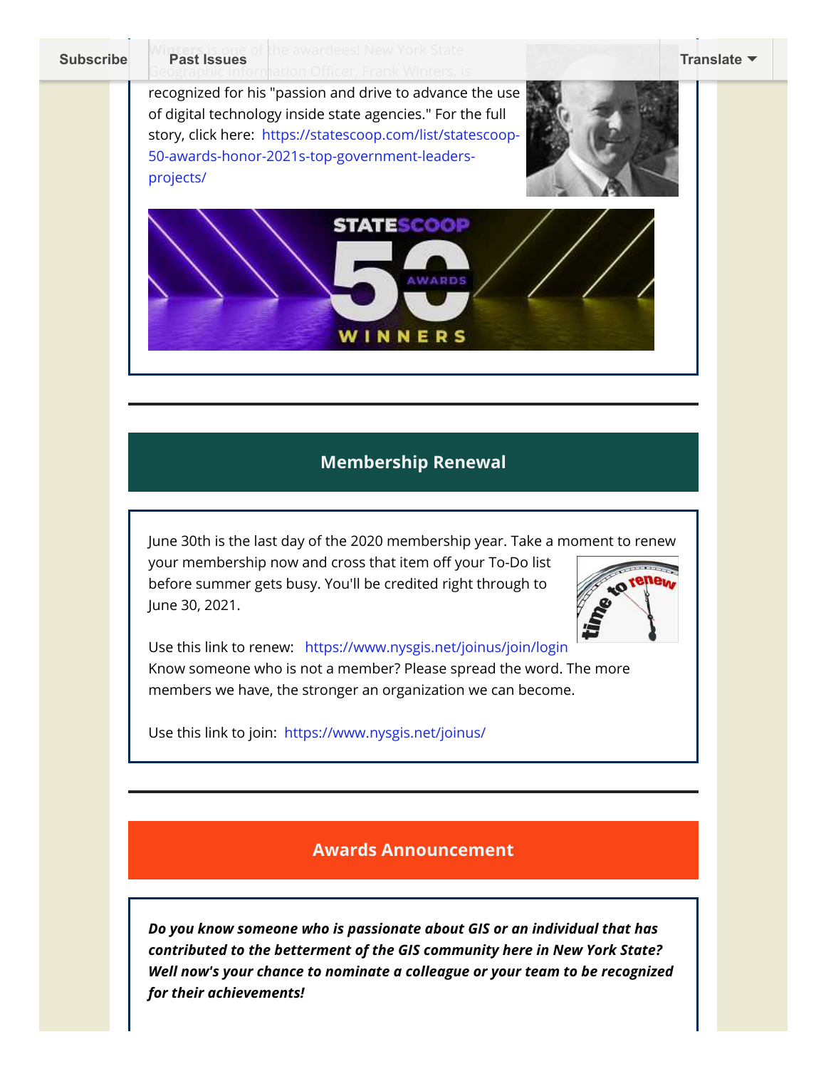Winters is one of the awardees! New York State Geographic Information Officer, Frank Winters, is recognized for his "passion and drive to advance the use of digital technology inside state agencies." For the full story, click here: https://statescoop.com/list/statescoop-50-awards-honor-2021s-top-government-leaders-projects/

## Membership Renewal

June 30th is the last day of the 2020 membership year. Take a moment to renew your membership now and cross that item off your To-Do list before summer gets busy. You'll be credited right through to June 30, 2021.

Use this link to renew: https://www.nysgis.net/joinus/join/login
Know someone who is not a member? Please spread the word. The more members we have, the stronger an organization we can become.

Use this link to join: https://www.nysgis.net/joinus/

## Awards Announcement

***Do you know someone who is passionate about GIS or an individual that has contributed to the betterment of the GIS community here in New York State? Well now's your chance to nominate a colleague or your team to be recognized for their achievements!***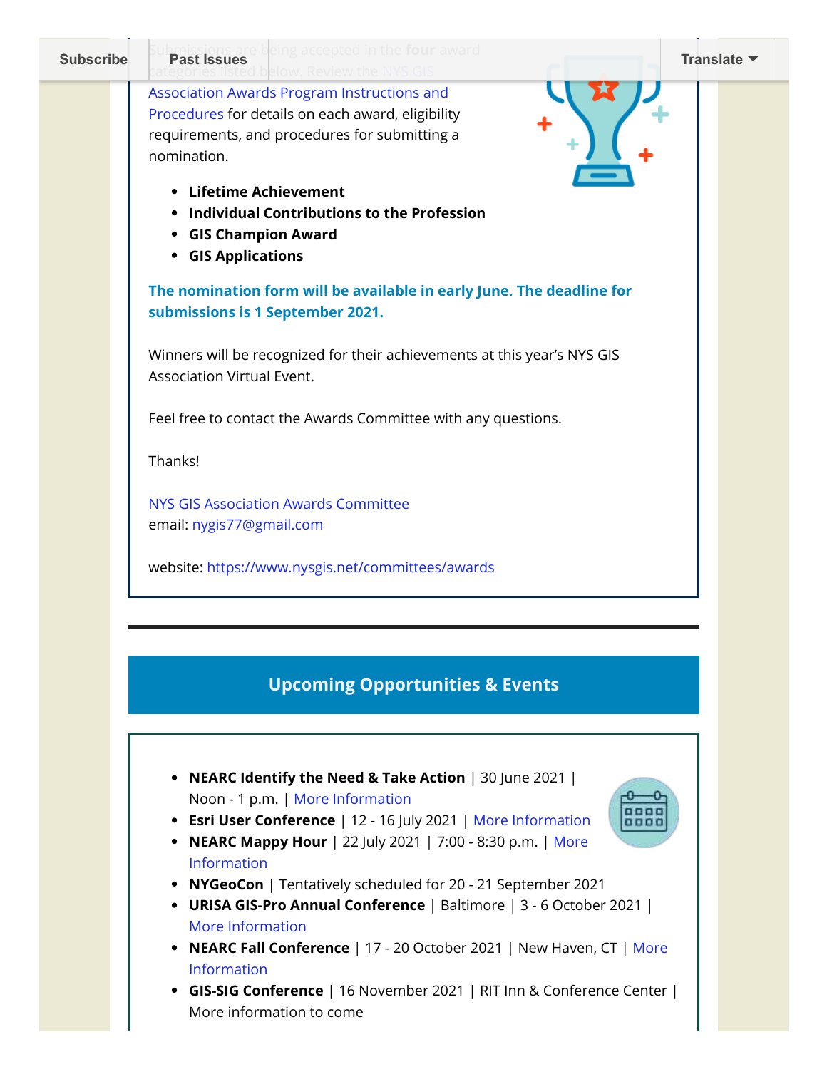Submissions are being accepted in the **four** award categories listed below. Review the NYS GIS Association Awards Program Instructions and Procedures for details on each award, eligibility requirements, and procedures for submitting a nomination.

- **Lifetime Achievement**
- **Individual Contributions to the Profession**
- **GIS Champion Award**
- **GIS Applications**

**The nomination form will be available in early June. The deadline for submissions is 1 September 2021.**

Winners will be recognized for their achievements at this year's NYS GIS Association Virtual Event.

Feel free to contact the Awards Committee with any questions.

Thanks!

NYS GIS Association Awards Committee
email: nygis77@gmail.com

website: https://www.nysgis.net/committees/awards

## Upcoming Opportunities & Events

- **NEARC Identify the Need & Take Action** | 30 June 2021 | Noon - 1 p.m. | More Information
- **Esri User Conference** | 12 - 16 July 2021 | More Information
- **NEARC Mappy Hour** | 22 July 2021 | 7:00 - 8:30 p.m. | More Information
- **NYGeoCon** | Tentatively scheduled for 20 - 21 September 2021
- **URISA GIS-Pro Annual Conference** | Baltimore | 3 - 6 October 2021 | More Information
- **NEARC Fall Conference** | 17 - 20 October 2021 | New Haven, CT | More Information
- **GIS-SIG Conference** | 16 November 2021 | RIT Inn & Conference Center | More information to come